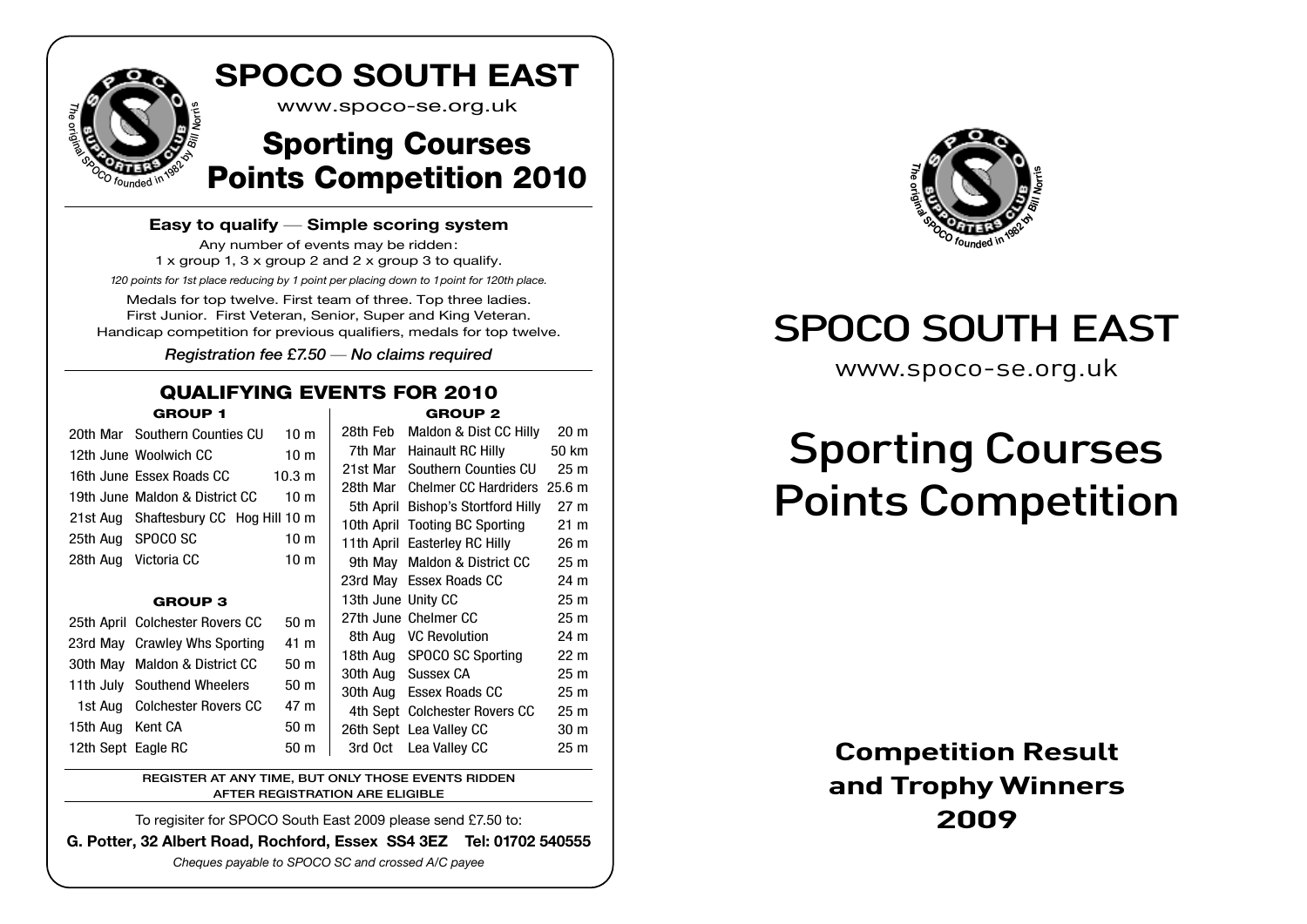# SPOCO SOUTH EAST

www.spoco-se.org.uk

## Sporting Courses Points Competition 2010

**Easy to qualify — Simple scoring system**

Any number of events may be ridden:
1 x group 1, 3 x group 2 and 2 x group 3 to qualify.

*120 points for 1st place reducing by 1 point per placing down to 1 point for 120th place.*

Medals for top twelve. First team of three. Top three ladies.
First Junior. First Veteran, Senior, Super and King Veteran.
Handicap competition for previous qualifiers, medals for top twelve.

*Registration fee £7.50 — No claims required*

### QUALIFYING EVENTS FOR 2010

#### GROUP 1

| Date | Event | Distance |
|---|---|---|
| 20th Mar | Southern Counties CU | 10 m |
| 12th June | Woolwich CC | 10 m |
| 16th June | Essex Roads CC | 10.3 m |
| 19th June | Maldon & District CC | 10 m |
| 21st Aug | Shaftesbury CC Hog Hill | 10 m |
| 25th Aug | SPOCO SC | 10 m |
| 28th Aug | Victoria CC | 10 m |

#### GROUP 3

| Date | Event | Distance |
|---|---|---|
| 25th April | Colchester Rovers CC | 50 m |
| 23rd May | Crawley Whs Sporting | 41 m |
| 30th May | Maldon & District CC | 50 m |
| 11th July | Southend Wheelers | 50 m |
| 1st Aug | Colchester Rovers CC | 47 m |
| 15th Aug | Kent CA | 50 m |
| 12th Sept | Eagle RC | 50 m |

#### GROUP 2

| Date | Event | Distance |
|---|---|---|
| 28th Feb | Maldon & Dist CC Hilly | 20 m |
| 7th Mar | Hainault RC Hilly | 50 km |
| 21st Mar | Southern Counties CU | 25 m |
| 28th Mar | Chelmer CC Hardriders | 25.6 m |
| 5th April | Bishop's Stortford Hilly | 27 m |
| 10th April | Tooting BC Sporting | 21 m |
| 11th April | Easterley RC Hilly | 26 m |
| 9th May | Maldon & District CC | 25 m |
| 23rd May | Essex Roads CC | 24 m |
| 13th June | Unity CC | 25 m |
| 27th June | Chelmer CC | 25 m |
| 8th Aug | VC Revolution | 24 m |
| 18th Aug | SPOCO SC Sporting | 22 m |
| 30th Aug | Sussex CA | 25 m |
| 30th Aug | Essex Roads CC | 25 m |
| 4th Sept | Colchester Rovers CC | 25 m |
| 26th Sept | Lea Valley CC | 30 m |
| 3rd Oct | Lea Valley CC | 25 m |

**REGISTER AT ANY TIME, BUT ONLY THOSE EVENTS RIDDEN AFTER REGISTRATION ARE ELIGIBLE**

To regisiter for SPOCO South East 2009 please send £7.50 to:

**G. Potter, 32 Albert Road, Rochford, Essex SS4 3EZ Tel: 01702 540555**

*Cheques payable to SPOCO SC and crossed A/C payee*

# SPOCO SOUTH EAST

www.spoco-se.org.uk

# Sporting Courses Points Competition

## Competition Result and Trophy Winners 2009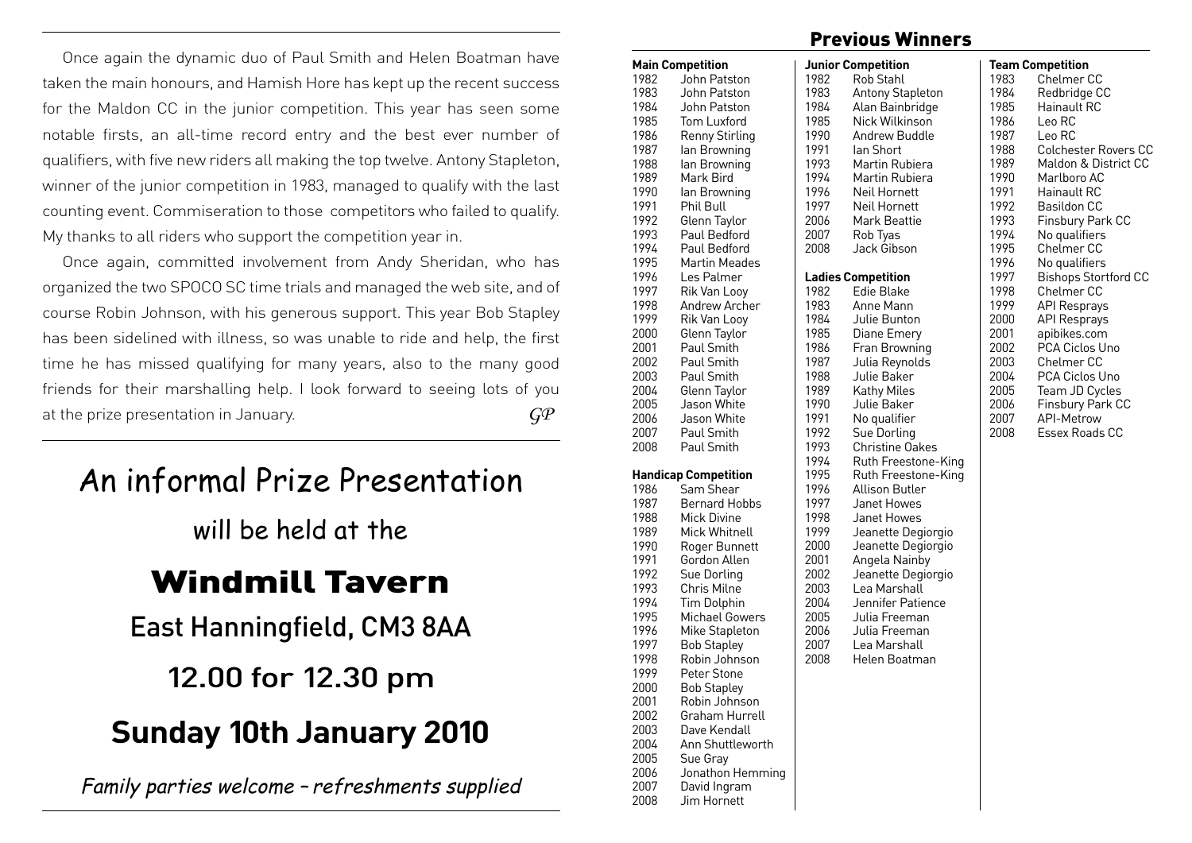Once again the dynamic duo of Paul Smith and Helen Boatman have taken the main honours, and Hamish Hore has kept up the recent success for the Maldon CC in the junior competition. This year has seen some notable firsts, an all-time record entry and the best ever number of qualifiers, with five new riders all making the top twelve. Antony Stapleton, winner of the junior competition in 1983, managed to qualify with the last counting event. Commiseration to those competitors who failed to qualify. My thanks to all riders who support the competition year in.

Once again, committed involvement from Andy Sheridan, who has organized the two SPOCO SC time trials and managed the web site, and of course Robin Johnson, with his generous support. This year Bob Stapley has been sidelined with illness, so was unable to ride and help, the first time he has missed qualifying for many years, also to the many good friends for their marshalling help. I look forward to seeing lots of you at the prize presentation in January.

*GP*

# An informal Prize Presentation

will be held at the

# Windmill Tavern

East Hanningfield, CM3 8AA

**12.00 for 12.30 pm**

**Sunday 10th January 2010**

*Family parties welcome – refreshments supplied*

## Previous Winners

**Main Competition**

| Year | Winner |
|---|---|
| 1982 | John Patston |
| 1983 | John Patston |
| 1984 | John Patston |
| 1985 | Tom Luxford |
| 1986 | Renny Stirling |
| 1987 | Ian Browning |
| 1988 | Ian Browning |
| 1989 | Mark Bird |
| 1990 | Ian Browning |
| 1991 | Phil Bull |
| 1992 | Glenn Taylor |
| 1993 | Paul Bedford |
| 1994 | Paul Bedford |
| 1995 | Martin Meades |
| 1996 | Les Palmer |
| 1997 | Rik Van Looy |
| 1998 | Andrew Archer |
| 1999 | Rik Van Looy |
| 2000 | Glenn Taylor |
| 2001 | Paul Smith |
| 2002 | Paul Smith |
| 2003 | Paul Smith |
| 2004 | Glenn Taylor |
| 2005 | Jason White |
| 2006 | Jason White |
| 2007 | Paul Smith |
| 2008 | Paul Smith |

**Handicap Competition**

| Year | Winner |
|---|---|
| 1986 | Sam Shear |
| 1987 | Bernard Hobbs |
| 1988 | Mick Divine |
| 1989 | Mick Whitnell |
| 1990 | Roger Bunnett |
| 1991 | Gordon Allen |
| 1992 | Sue Dorling |
| 1993 | Chris Milne |
| 1994 | Tim Dolphin |
| 1995 | Michael Gowers |
| 1996 | Mike Stapleton |
| 1997 | Bob Stapley |
| 1998 | Robin Johnson |
| 1999 | Peter Stone |
| 2000 | Bob Stapley |
| 2001 | Robin Johnson |
| 2002 | Graham Hurrell |
| 2003 | Dave Kendall |
| 2004 | Ann Shuttleworth |
| 2005 | Sue Gray |
| 2006 | Jonathon Hemming |
| 2007 | David Ingram |
| 2008 | Jim Hornett |

**Junior Competition**

| Year | Winner |
|---|---|
| 1982 | Rob Stahl |
| 1983 | Antony Stapleton |
| 1984 | Alan Bainbridge |
| 1985 | Nick Wilkinson |
| 1990 | Andrew Buddle |
| 1991 | Ian Short |
| 1993 | Martin Rubiera |
| 1994 | Martin Rubiera |
| 1996 | Neil Hornett |
| 1997 | Neil Hornett |
| 2006 | Mark Beattie |
| 2007 | Rob Tyas |
| 2008 | Jack Gibson |

**Ladies Competition**

| Year | Winner |
|---|---|
| 1982 | Edie Blake |
| 1983 | Anne Mann |
| 1984 | Julie Bunton |
| 1985 | Diane Emery |
| 1986 | Fran Browning |
| 1987 | Julia Reynolds |
| 1988 | Julie Baker |
| 1989 | Kathy Miles |
| 1990 | Julie Baker |
| 1991 | No qualifier |
| 1992 | Sue Dorling |
| 1993 | Christine Oakes |
| 1994 | Ruth Freestone-King |
| 1995 | Ruth Freestone-King |
| 1996 | Allison Butler |
| 1997 | Janet Howes |
| 1998 | Janet Howes |
| 1999 | Jeanette Degiorgio |
| 2000 | Jeanette Degiorgio |
| 2001 | Angela Nainby |
| 2002 | Jeanette Degiorgio |
| 2003 | Lea Marshall |
| 2004 | Jennifer Patience |
| 2005 | Julia Freeman |
| 2006 | Julia Freeman |
| 2007 | Lea Marshall |
| 2008 | Helen Boatman |

**Team Competition**

| Year | Winner |
|---|---|
| 1983 | Chelmer CC |
| 1984 | Redbridge CC |
| 1985 | Hainault RC |
| 1986 | Leo RC |
| 1987 | Leo RC |
| 1988 | Colchester Rovers CC |
| 1989 | Maldon & District CC |
| 1990 | Marlboro AC |
| 1991 | Hainault RC |
| 1992 | Basildon CC |
| 1993 | Finsbury Park CC |
| 1994 | No qualifiers |
| 1995 | Chelmer CC |
| 1996 | No qualifiers |
| 1997 | Bishops Stortford CC |
| 1998 | Chelmer CC |
| 1999 | API Resprays |
| 2000 | API Resprays |
| 2001 | apibikes.com |
| 2002 | PCA Ciclos Uno |
| 2003 | Chelmer CC |
| 2004 | PCA Ciclos Uno |
| 2005 | Team JD Cycles |
| 2006 | Finsbury Park CC |
| 2007 | API-Metrow |
| 2008 | Essex Roads CC |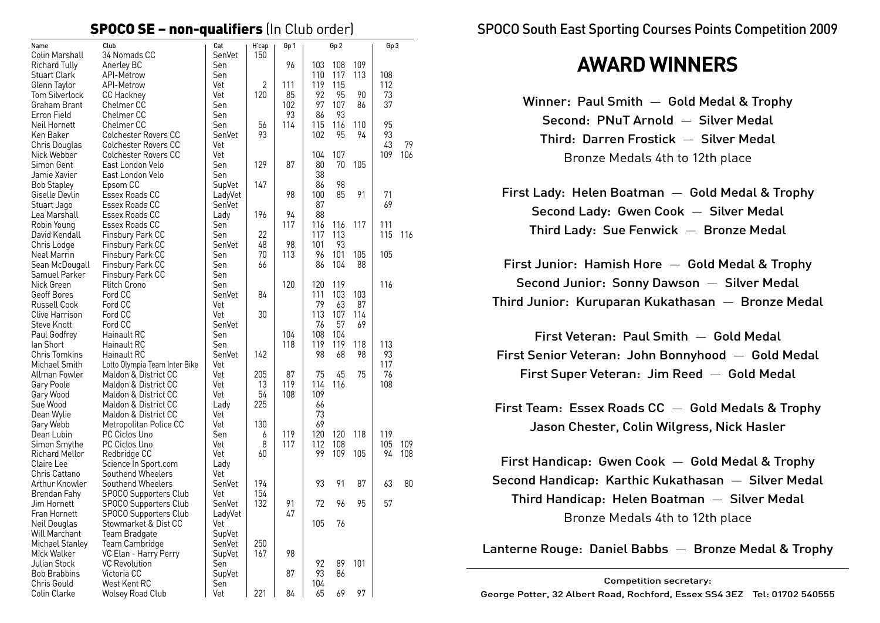## SPOCO SE – non-qualifiers (In Club order)

| Name | Club | Cat | H'cap | Gp 1 | Gp 2 | | | Gp 3 | |
|---|---|---|---|---|---|---|---|---|---|
| Colin Marshall | 34 Nomads CC | SenVet | 150 | | | | | | |
| Richard Tully | Anerley BC | Sen | | 96 | 103 | 108 | 109 | | |
| Stuart Clark | API-Metrow | Sen | | | 110 | 117 | 113 | 108 | |
| Glenn Taylor | API-Metrow | Vet | 2 | 111 | 119 | 115 | | 112 | |
| Tom Silverlock | CC Hackney | Vet | 120 | 85 | 92 | 95 | 90 | 73 | |
| Graham Brant | Chelmer CC | Sen | | 102 | 97 | 107 | 86 | 37 | |
| Erron Field | Chelmer CC | Sen | | 93 | 86 | 93 | | | |
| Neil Hornett | Chelmer CC | Sen | 56 | 114 | 115 | 116 | 110 | 95 | |
| Ken Baker | Colchester Rovers CC | SenVet | 93 | | 102 | 95 | 94 | 93 | |
| Chris Douglas | Colchester Rovers CC | Vet | | | | | | 43 | 79 |
| Nick Webber | Colchester Rovers CC | Vet | | | 104 | 107 | | 109 | 106 |
| Simon Gent | East London Velo | Sen | 129 | 87 | 80 | 70 | 105 | | |
| Jamie Xavier | East London Velo | Sen | | | 38 | | | | |
| Bob Stapley | Epsom CC | SupVet | 147 | | 86 | 98 | | | |
| Giselle Devlin | Essex Roads CC | LadyVet | | 98 | 100 | 85 | 91 | 71 | |
| Stuart Jago | Essex Roads CC | SenVet | | | 87 | | | 69 | |
| Lea Marshall | Essex Roads CC | Lady | 196 | 94 | 88 | | | | |
| Robin Young | Essex Roads CC | Sen | | 117 | 116 | 116 | 117 | 111 | |
| David Kendall | Finsbury Park CC | Sen | 22 | | 117 | 113 | | 115 | 116 |
| Chris Lodge | Finsbury Park CC | SenVet | 48 | 98 | 101 | 93 | | | |
| Neal Marrin | Finsbury Park CC | Sen | 70 | 113 | 96 | 101 | 105 | 105 | |
| Sean McDougall | Finsbury Park CC | Sen | 66 | | 86 | 104 | 88 | | |
| Samuel Parker | Finsbury Park CC | Sen | | | | | | | |
| Nick Green | Flitch Crono | Sen | | 120 | 120 | 119 | | 116 | |
| Geoff Bores | Ford CC | SenVet | 84 | | 111 | 103 | 103 | | |
| Russell Cook | Ford CC | Vet | | | 79 | 63 | 87 | | |
| Clive Harrison | Ford CC | Vet | 30 | | 113 | 107 | 114 | | |
| Steve Knott | Ford CC | SenVet | | | 76 | 57 | 69 | | |
| Paul Godfrey | Hainault RC | Sen | | 104 | 108 | 104 | | | |
| Ian Short | Hainault RC | Sen | | 118 | 119 | 119 | 118 | 113 | |
| Chris Tomkins | Hainault RC | SenVet | 142 | | 98 | 68 | 98 | 93 | |
| Michael Smith | Lotto Olympia Team Inter Bike | Vet | | | | | | 117 | |
| Allman Fowler | Maldon & District CC | Vet | 205 | 87 | 75 | 45 | 75 | 76 | |
| Gary Poole | Maldon & District CC | Vet | 13 | 119 | 114 | 116 | | 108 | |
| Gary Wood | Maldon & District CC | Vet | 54 | 108 | 109 | | | | |
| Sue Wood | Maldon & District CC | Lady | 225 | | 66 | | | | |
| Dean Wylie | Maldon & District CC | Vet | | | 73 | | | | |
| Gary Webb | Metropolitan Police CC | Vet | 130 | | 69 | | | | |
| Dean Lubin | PC Ciclos Uno | Sen | 6 | 119 | 120 | 120 | 118 | 119 | |
| Simon Smythe | PC Ciclos Uno | Vet | 8 | 117 | 112 | 108 | | 105 | 109 |
| Richard Mellor | Redbridge CC | Vet | 60 | | 99 | 109 | 105 | 94 | 108 |
| Claire Lee | Science In Sport.com | Lady | | | | | | | |
| Chris Cattano | Southend Wheelers | Vet | | | | | | | |
| Arthur Knowler | Southend Wheelers | SenVet | 194 | | 93 | 91 | 87 | 63 | 80 |
| Brendan Fahy | SPOCO Supporters Club | Vet | 154 | | | | | | |
| Jim Hornett | SPOCO Supporters Club | SenVet | 132 | 91 | 72 | 96 | 95 | 57 | |
| Fran Hornett | SPOCO Supporters Club | LadyVet | | 47 | | | | | |
| Neil Douglas | Stowmarket & Dist CC | Vet | | | 105 | 76 | | | |
| Will Marchant | Team Bradgate | SupVet | | | | | | | |
| Michael Stanley | Team Cambridge | SenVet | 250 | | | | | | |
| Mick Walker | VC Elan - Harry Perry | SupVet | 167 | 98 | | | | | |
| Julian Stock | VC Revolution | Sen | | | 92 | 89 | 101 | | |
| Bob Brabbins | Victoria CC | SupVet | | 87 | 93 | 86 | | | |
| Chris Gould | West Kent RC | Sen | | | 104 | | | | |
| Colin Clarke | Wolsey Road Club | Vet | 221 | 84 | 65 | 69 | 97 | | |

SPOCO South East Sporting Courses Points Competition 2009

# AWARD WINNERS

Winner: Paul Smith — Gold Medal & Trophy
Second: PNuT Arnold — Silver Medal
Third: Darren Frostick — Silver Medal
Bronze Medals 4th to 12th place

First Lady: Helen Boatman — Gold Medal & Trophy
Second Lady: Gwen Cook — Silver Medal
Third Lady: Sue Fenwick — Bronze Medal

First Junior: Hamish Hore — Gold Medal & Trophy
Second Junior: Sonny Dawson — Silver Medal
Third Junior: Kuruparan Kukathasan — Bronze Medal

First Veteran: Paul Smith — Gold Medal
First Senior Veteran: John Bonnyhood — Gold Medal
First Super Veteran: Jim Reed — Gold Medal

First Team: Essex Roads CC — Gold Medals & Trophy
Jason Chester, Colin Wilgress, Nick Hasler

First Handicap: Gwen Cook — Gold Medal & Trophy
Second Handicap: Karthic Kukathasan — Silver Medal
Third Handicap: Helen Boatman — Silver Medal
Bronze Medals 4th to 12th place

Lanterne Rouge: Daniel Babbs — Bronze Medal & Trophy

---

**Competition secretary:**
**George Potter, 32 Albert Road, Rochford, Essex SS4 3EZ Tel: 01702 540555**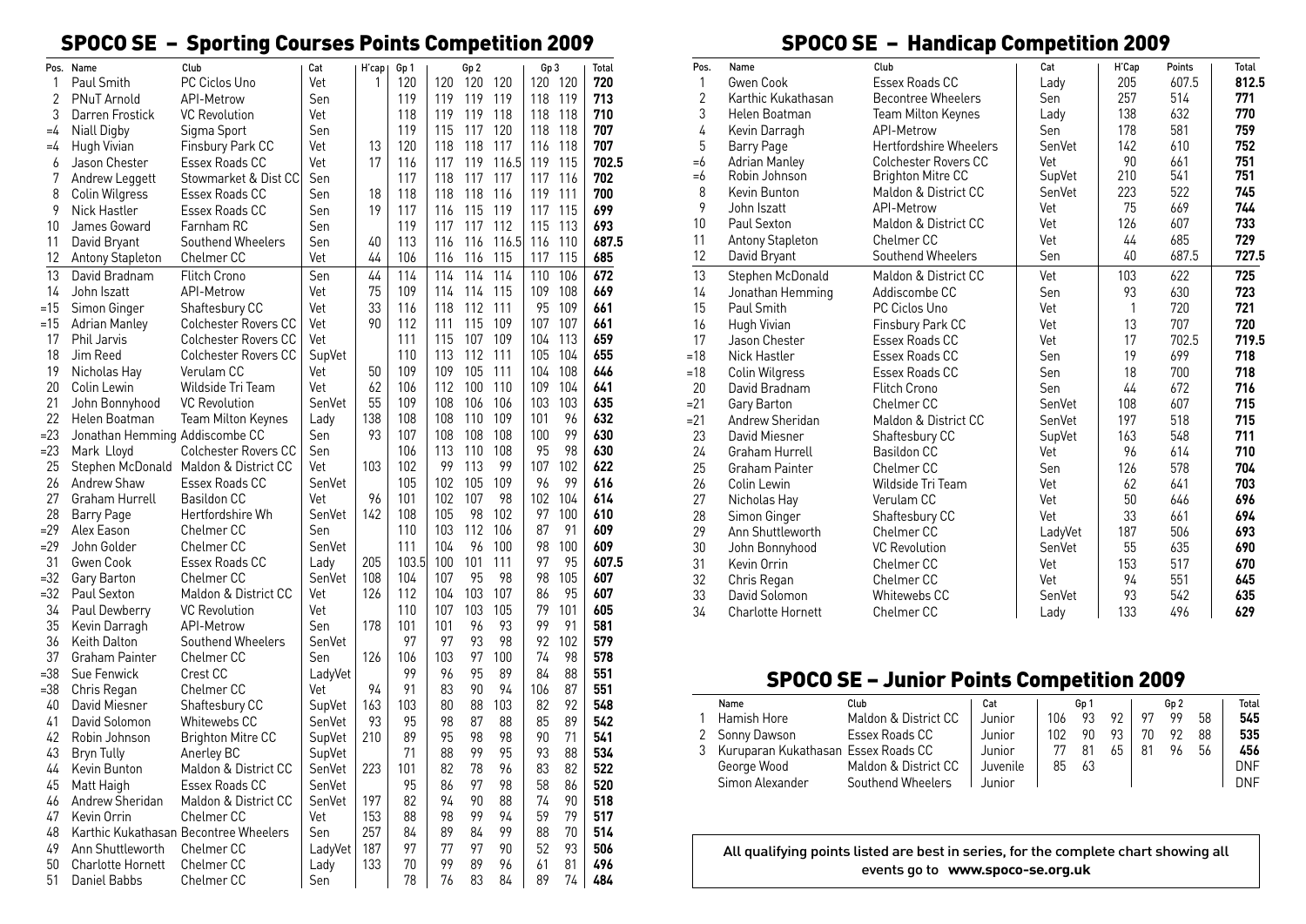## SPOCO SE – Sporting Courses Points Competition 2009

| Pos. | Name | Club | Cat | H'cap | Gp 1 | Gp 2 | | | Gp 3 | | Total |
|---|---|---|---|---|---|---|---|---|---|---|---|
| 1 | Paul Smith | PC Ciclos Uno | Vet | 1 | 120 | 120 | 120 | 120 | 120 | 120 | **720** |
| 2 | PNuT Arnold | API-Metrow | Sen | | 119 | 119 | 119 | 119 | 118 | 119 | **713** |
| 3 | Darren Frostick | VC Revolution | Vet | | 118 | 119 | 119 | 118 | 118 | 118 | **710** |
| =4 | Niall Digby | Sigma Sport | Sen | | 119 | 115 | 117 | 120 | 118 | 118 | **707** |
| =4 | Hugh Vivian | Finsbury Park CC | Vet | 13 | 120 | 118 | 118 | 117 | 116 | 118 | **707** |
| 6 | Jason Chester | Essex Roads CC | Vet | 17 | 116 | 117 | 119 | 116.5 | 119 | 115 | **702.5** |
| 7 | Andrew Leggett | Stowmarket & Dist CC | Sen | | 117 | 118 | 117 | 117 | 117 | 116 | **702** |
| 8 | Colin Wilgress | Essex Roads CC | Sen | 18 | 118 | 118 | 118 | 116 | 119 | 111 | **700** |
| 9 | Nick Hastler | Essex Roads CC | Sen | 19 | 117 | 116 | 115 | 119 | 117 | 115 | **699** |
| 10 | James Goward | Farnham RC | Sen | | 119 | 117 | 117 | 112 | 115 | 113 | **693** |
| 11 | David Bryant | Southend Wheelers | Sen | 40 | 113 | 116 | 116 | 116.5 | 116 | 110 | **687.5** |
| 12 | Antony Stapleton | Chelmer CC | Vet | 44 | 106 | 116 | 116 | 115 | 117 | 115 | **685** |
| 13 | David Bradnam | Flitch Crono | Sen | 44 | 114 | 114 | 114 | 114 | 110 | 106 | **672** |
| 14 | John Iszatt | API-Metrow | Vet | 75 | 109 | 114 | 114 | 115 | 109 | 108 | **669** |
| =15 | Simon Ginger | Shaftesbury CC | Vet | 33 | 116 | 118 | 112 | 111 | 95 | 109 | **661** |
| =15 | Adrian Manley | Colchester Rovers CC | Vet | 90 | 112 | 111 | 115 | 109 | 107 | 107 | **661** |
| 17 | Phil Jarvis | Colchester Rovers CC | Vet | | 111 | 115 | 107 | 109 | 104 | 113 | **659** |
| 18 | Jim Reed | Colchester Rovers CC | SupVet | | 110 | 113 | 112 | 111 | 105 | 104 | **655** |
| 19 | Nicholas Hay | Verulam CC | Vet | 50 | 109 | 109 | 105 | 111 | 104 | 108 | **646** |
| 20 | Colin Lewin | Wildside Tri Team | Vet | 62 | 106 | 112 | 100 | 110 | 109 | 104 | **641** |
| 21 | John Bonnyhood | VC Revolution | SenVet | 55 | 109 | 108 | 106 | 106 | 103 | 103 | **635** |
| 22 | Helen Boatman | Team Milton Keynes | Lady | 138 | 108 | 108 | 110 | 109 | 101 | 96 | **632** |
| =23 | Jonathan Hemming | Addiscombe CC | Sen | 93 | 107 | 108 | 108 | 108 | 100 | 99 | **630** |
| =23 | Mark Lloyd | Colchester Rovers CC | Sen | | 106 | 113 | 110 | 108 | 95 | 98 | **630** |
| 25 | Stephen McDonald | Maldon & District CC | Vet | 103 | 102 | 99 | 113 | 99 | 107 | 102 | **622** |
| 26 | Andrew Shaw | Essex Roads CC | SenVet | | 105 | 102 | 105 | 109 | 96 | 99 | **616** |
| 27 | Graham Hurrell | Basildon CC | Vet | 96 | 101 | 102 | 107 | 98 | 102 | 104 | **614** |
| 28 | Barry Page | Hertfordshire Wh | SenVet | 142 | 108 | 105 | 98 | 102 | 97 | 100 | **610** |
| =29 | Alex Eason | Chelmer CC | Sen | | 110 | 103 | 112 | 106 | 87 | 91 | **609** |
| =29 | John Golder | Chelmer CC | SenVet | | 111 | 104 | 96 | 100 | 98 | 100 | **609** |
| 31 | Gwen Cook | Essex Roads CC | Lady | 205 | 103.5 | 100 | 101 | 111 | 97 | 95 | **607.5** |
| =32 | Gary Barton | Chelmer CC | SenVet | 108 | 104 | 107 | 95 | 98 | 98 | 105 | **607** |
| =32 | Paul Sexton | Maldon & District CC | Vet | 126 | 112 | 104 | 103 | 107 | 86 | 95 | **607** |
| 34 | Paul Dewberry | VC Revolution | Vet | | 110 | 107 | 103 | 105 | 79 | 101 | **605** |
| 35 | Kevin Darragh | API-Metrow | Sen | 178 | 101 | 101 | 96 | 93 | 99 | 91 | **581** |
| 36 | Keith Dalton | Southend Wheelers | SenVet | | 97 | 97 | 93 | 98 | 92 | 102 | **579** |
| 37 | Graham Painter | Chelmer CC | Sen | 126 | 106 | 103 | 97 | 100 | 74 | 98 | **578** |
| =38 | Sue Fenwick | Crest CC | LadyVet | | 99 | 96 | 95 | 89 | 84 | 88 | **551** |
| =38 | Chris Regan | Chelmer CC | Vet | 94 | 91 | 83 | 90 | 94 | 106 | 87 | **551** |
| 40 | David Miesner | Shaftesbury CC | SupVet | 163 | 103 | 80 | 88 | 103 | 82 | 92 | **548** |
| 41 | David Solomon | Whitewebs CC | SenVet | 93 | 95 | 98 | 87 | 88 | 85 | 89 | **542** |
| 42 | Robin Johnson | Brighton Mitre CC | SupVet | 210 | 89 | 95 | 98 | 98 | 90 | 71 | **541** |
| 43 | Bryn Tully | Anerley BC | SupVet | | 71 | 88 | 99 | 95 | 93 | 88 | **534** |
| 44 | Kevin Bunton | Maldon & District CC | SenVet | 223 | 101 | 82 | 78 | 96 | 83 | 82 | **522** |
| 45 | Matt Haigh | Essex Roads CC | SenVet | | 95 | 86 | 97 | 98 | 58 | 86 | **520** |
| 46 | Andrew Sheridan | Maldon & District CC | SenVet | 197 | 82 | 94 | 90 | 88 | 74 | 90 | **518** |
| 47 | Kevin Orrin | Chelmer CC | Vet | 153 | 88 | 98 | 99 | 94 | 59 | 79 | **517** |
| 48 | Karthic Kukathasan | Becontree Wheelers | Sen | 257 | 84 | 89 | 84 | 99 | 88 | 70 | **514** |
| 49 | Ann Shuttleworth | Chelmer CC | LadyVet | 187 | 97 | 77 | 97 | 90 | 52 | 93 | **506** |
| 50 | Charlotte Hornett | Chelmer CC | Lady | 133 | 70 | 99 | 89 | 96 | 61 | 81 | **496** |
| 51 | Daniel Babbs | Chelmer CC | Sen | | 78 | 76 | 83 | 84 | 89 | 74 | **484** |

## SPOCO SE – Handicap Competition 2009

| Pos. | Name | Club | Cat | H'Cap | Points | Total |
|---|---|---|---|---|---|---|
| 1 | Gwen Cook | Essex Roads CC | Lady | 205 | 607.5 | **812.5** |
| 2 | Karthic Kukathasan | Becontree Wheelers | Sen | 257 | 514 | **771** |
| 3 | Helen Boatman | Team Milton Keynes | Lady | 138 | 632 | **770** |
| 4 | Kevin Darragh | API-Metrow | Sen | 178 | 581 | **759** |
| 5 | Barry Page | Hertfordshire Wheelers | SenVet | 142 | 610 | **752** |
| =6 | Adrian Manley | Colchester Rovers CC | Vet | 90 | 661 | **751** |
| =6 | Robin Johnson | Brighton Mitre CC | SupVet | 210 | 541 | **751** |
| 8 | Kevin Bunton | Maldon & District CC | SenVet | 223 | 522 | **745** |
| 9 | John Iszatt | API-Metrow | Vet | 75 | 669 | **744** |
| 10 | Paul Sexton | Maldon & District CC | Vet | 126 | 607 | **733** |
| 11 | Antony Stapleton | Chelmer CC | Vet | 44 | 685 | **729** |
| 12 | David Bryant | Southend Wheelers | Sen | 40 | 687.5 | **727.5** |
| 13 | Stephen McDonald | Maldon & District CC | Vet | 103 | 622 | **725** |
| 14 | Jonathan Hemming | Addiscombe CC | Sen | 93 | 630 | **723** |
| 15 | Paul Smith | PC Ciclos Uno | Vet | 1 | 720 | **721** |
| 16 | Hugh Vivian | Finsbury Park CC | Vet | 13 | 707 | **720** |
| 17 | Jason Chester | Essex Roads CC | Vet | 17 | 702.5 | **719.5** |
| =18 | Nick Hastler | Essex Roads CC | Sen | 19 | 699 | **718** |
| =18 | Colin Wilgress | Essex Roads CC | Sen | 18 | 700 | **718** |
| 20 | David Bradnam | Flitch Crono | Sen | 44 | 672 | **716** |
| =21 | Gary Barton | Chelmer CC | SenVet | 108 | 607 | **715** |
| =21 | Andrew Sheridan | Maldon & District CC | SenVet | 197 | 518 | **715** |
| 23 | David Miesner | Shaftesbury CC | SupVet | 163 | 548 | **711** |
| 24 | Graham Hurrell | Basildon CC | Vet | 96 | 614 | **710** |
| 25 | Graham Painter | Chelmer CC | Sen | 126 | 578 | **704** |
| 26 | Colin Lewin | Wildside Tri Team | Vet | 62 | 641 | **703** |
| 27 | Nicholas Hay | Verulam CC | Vet | 50 | 646 | **696** |
| 28 | Simon Ginger | Shaftesbury CC | Vet | 33 | 661 | **694** |
| 29 | Ann Shuttleworth | Chelmer CC | LadyVet | 187 | 506 | **693** |
| 30 | John Bonnyhood | VC Revolution | SenVet | 55 | 635 | **690** |
| 31 | Kevin Orrin | Chelmer CC | Vet | 153 | 517 | **670** |
| 32 | Chris Regan | Chelmer CC | Vet | 94 | 551 | **645** |
| 33 | David Solomon | Whitewebs CC | SenVet | 93 | 542 | **635** |
| 34 | Charlotte Hornett | Chelmer CC | Lady | 133 | 496 | **629** |

## SPOCO SE – Junior Points Competition 2009

| | Name | Club | Cat | Gp 1 | | | Gp 2 | | | Total |
|---|---|---|---|---|---|---|---|---|---|---|
| 1 | Hamish Hore | Maldon & District CC | Junior | 106 | 93 | 92 | 97 | 99 | 58 | **545** |
| 2 | Sonny Dawson | Essex Roads CC | Junior | 102 | 90 | 93 | 70 | 92 | 88 | **535** |
| 3 | Kuruparan Kukathasan | Essex Roads CC | Junior | 77 | 81 | 65 | 81 | 96 | 56 | **456** |
| | George Wood | Maldon & District CC | Juvenile | 85 | 63 | | | | | DNF |
| | Simon Alexander | Southend Wheelers | Junior | | | | | | | DNF |

**All qualifying points listed are best in series, for the complete chart showing all events go to www.spoco-se.org.uk**